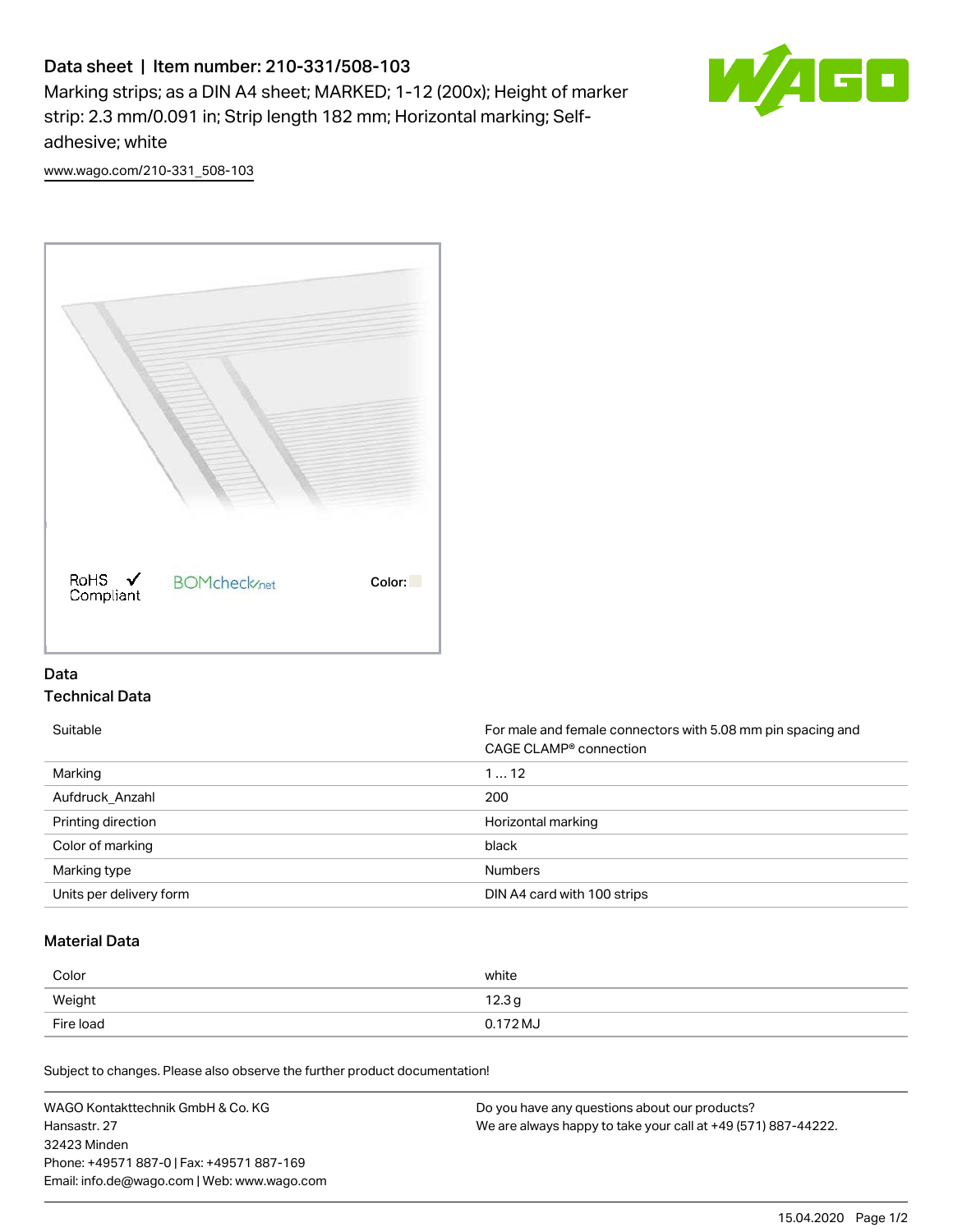# Data sheet | Item number: 210-331/508-103

Marking strips; as a DIN A4 sheet; MARKED; 1-12 (200x); Height of marker strip: 2.3 mm/0.091 in; Strip length 182 mm; Horizontal marking; Self-adhesive; white

www.wago.com/210-331_508-103

RoHS Compliant

BOMcheck.net

Color:

## Data

### Technical Data

| | |
|---|---|
| Suitable | For male and female connectors with 5.08 mm pin spacing and CAGE CLAMP® connection |
| Marking | 1 … 12 |
| Aufdruck_Anzahl | 200 |
| Printing direction | Horizontal marking |
| Color of marking | black |
| Marking type | Numbers |
| Units per delivery form | DIN A4 card with 100 strips |

### Material Data

| | |
|---|---|
| Color | white |
| Weight | 12.3 g |
| Fire load | 0.172 MJ |

Subject to changes. Please also observe the further product documentation!

WAGO Kontakttechnik GmbH & Co. KG
Hansastr. 27
32423 Minden
Phone: +49571 887-0 | Fax: +49571 887-169
Email: info.de@wago.com | Web: www.wago.com

Do you have any questions about our products?
We are always happy to take your call at +49 (571) 887-44222.

15.04.2020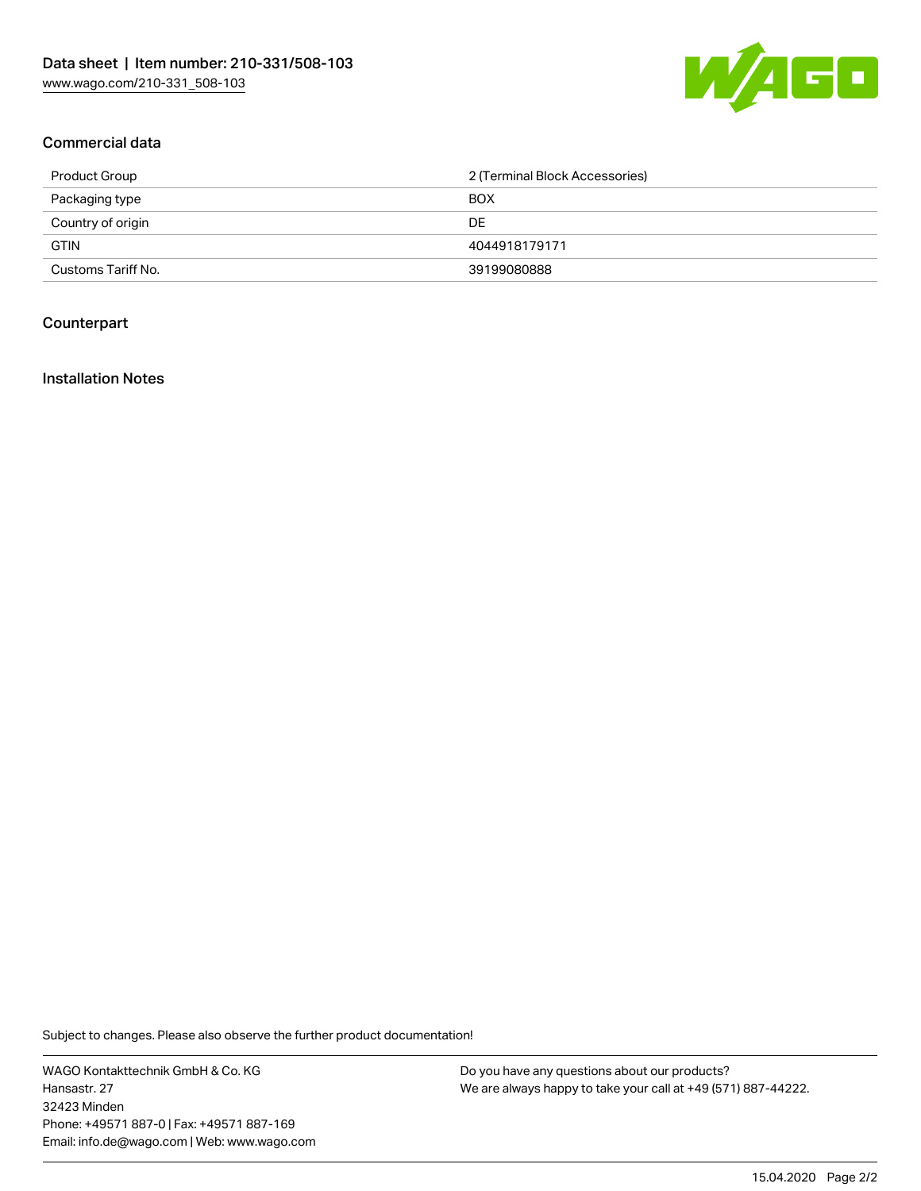## Commercial data

| | |
|---|---|
| Product Group | 2 (Terminal Block Accessories) |
| Packaging type | BOX |
| Country of origin | DE |
| GTIN | 4044918179171 |
| Customs Tariff No. | 39199080888 |

## Counterpart

## Installation Notes

Subject to changes. Please also observe the further product documentation!

WAGO Kontakttechnik GmbH & Co. KG
Hansastr. 27
32423 Minden
Phone: +49571 887-0 | Fax: +49571 887-169
Email: info.de@wago.com | Web: www.wago.com

Do you have any questions about our products?
We are always happy to take your call at +49 (571) 887-44222.